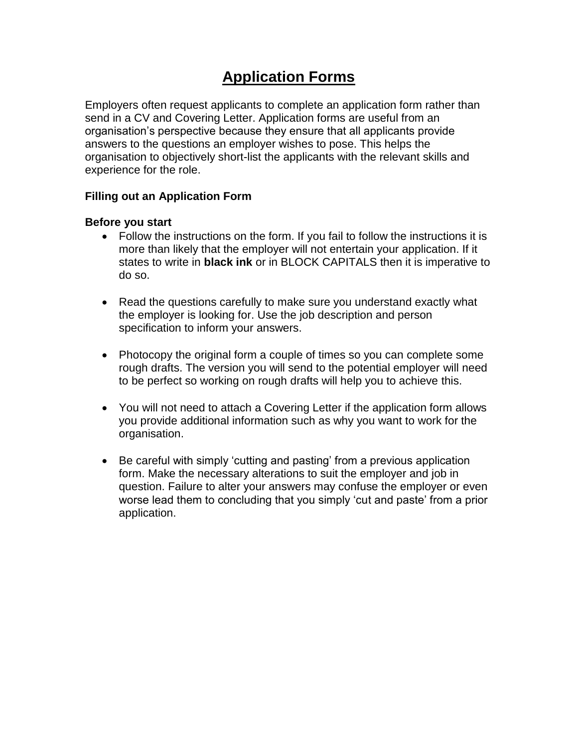# Application Forms

Employers often request applicants to complete an application form rather than send in a CV and Covering Letter. Application forms are useful from an organisation's perspective because they ensure that all applicants provide answers to the questions an employer wishes to pose. This helps the organisation to objectively short-list the applicants with the relevant skills and experience for the role.

### Filling out an Application Form

### Before you start

- Follow the instructions on the form. If you fail to follow the instructions it is more than likely that the employer will not entertain your application. If it states to write in **black ink** or in BLOCK CAPITALS then it is imperative to do so.

- Read the questions carefully to make sure you understand exactly what the employer is looking for. Use the job description and person specification to inform your answers.

- Photocopy the original form a couple of times so you can complete some rough drafts. The version you will send to the potential employer will need to be perfect so working on rough drafts will help you to achieve this.

- You will not need to attach a Covering Letter if the application form allows you provide additional information such as why you want to work for the organisation.

- Be careful with simply 'cutting and pasting' from a previous application form. Make the necessary alterations to suit the employer and job in question. Failure to alter your answers may confuse the employer or even worse lead them to concluding that you simply 'cut and paste' from a prior application.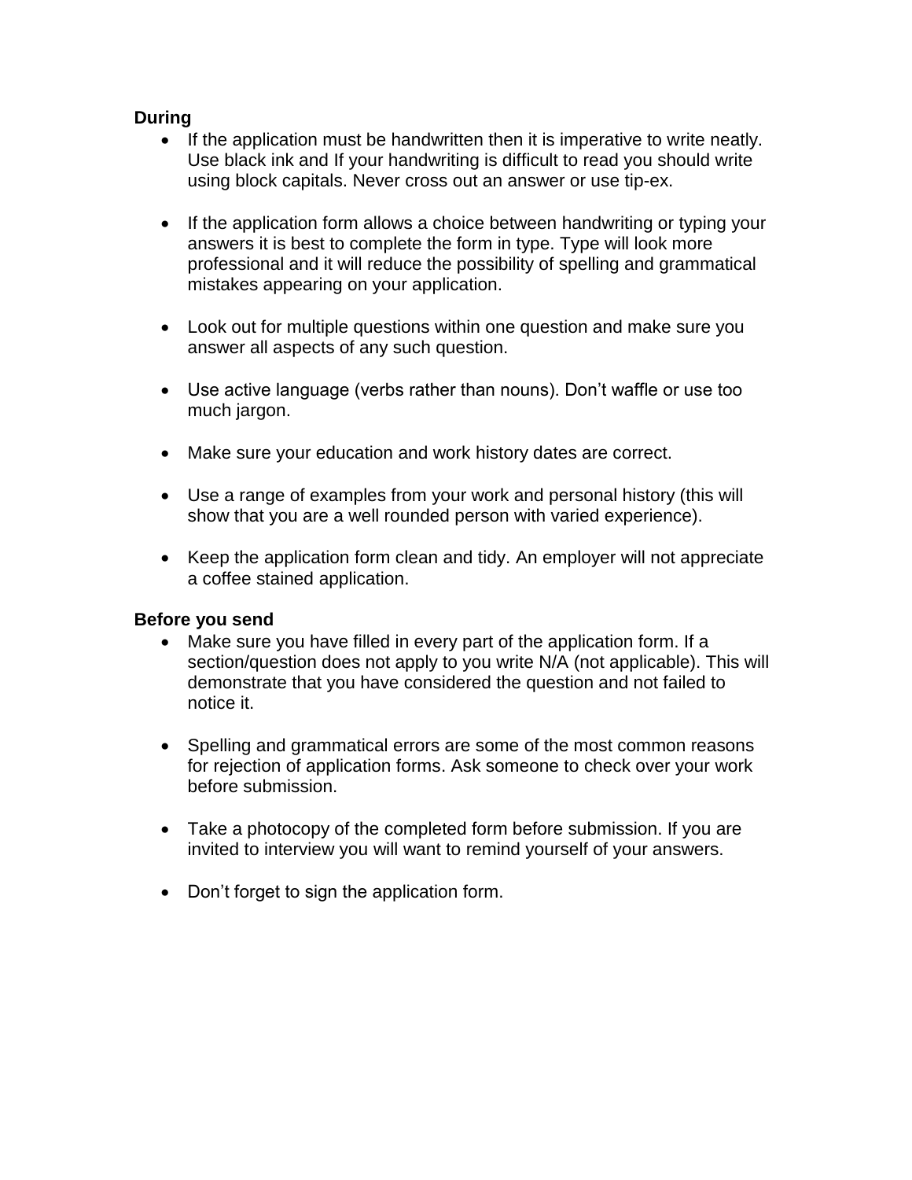**During**

- If the application must be handwritten then it is imperative to write neatly. Use black ink and If your handwriting is difficult to read you should write using block capitals. Never cross out an answer or use tip-ex.

- If the application form allows a choice between handwriting or typing your answers it is best to complete the form in type. Type will look more professional and it will reduce the possibility of spelling and grammatical mistakes appearing on your application.

- Look out for multiple questions within one question and make sure you answer all aspects of any such question.

- Use active language (verbs rather than nouns). Don't waffle or use too much jargon.

- Make sure your education and work history dates are correct.

- Use a range of examples from your work and personal history (this will show that you are a well rounded person with varied experience).

- Keep the application form clean and tidy. An employer will not appreciate a coffee stained application.

**Before you send**

- Make sure you have filled in every part of the application form. If a section/question does not apply to you write N/A (not applicable). This will demonstrate that you have considered the question and not failed to notice it.

- Spelling and grammatical errors are some of the most common reasons for rejection of application forms. Ask someone to check over your work before submission.

- Take a photocopy of the completed form before submission. If you are invited to interview you will want to remind yourself of your answers.

- Don't forget to sign the application form.